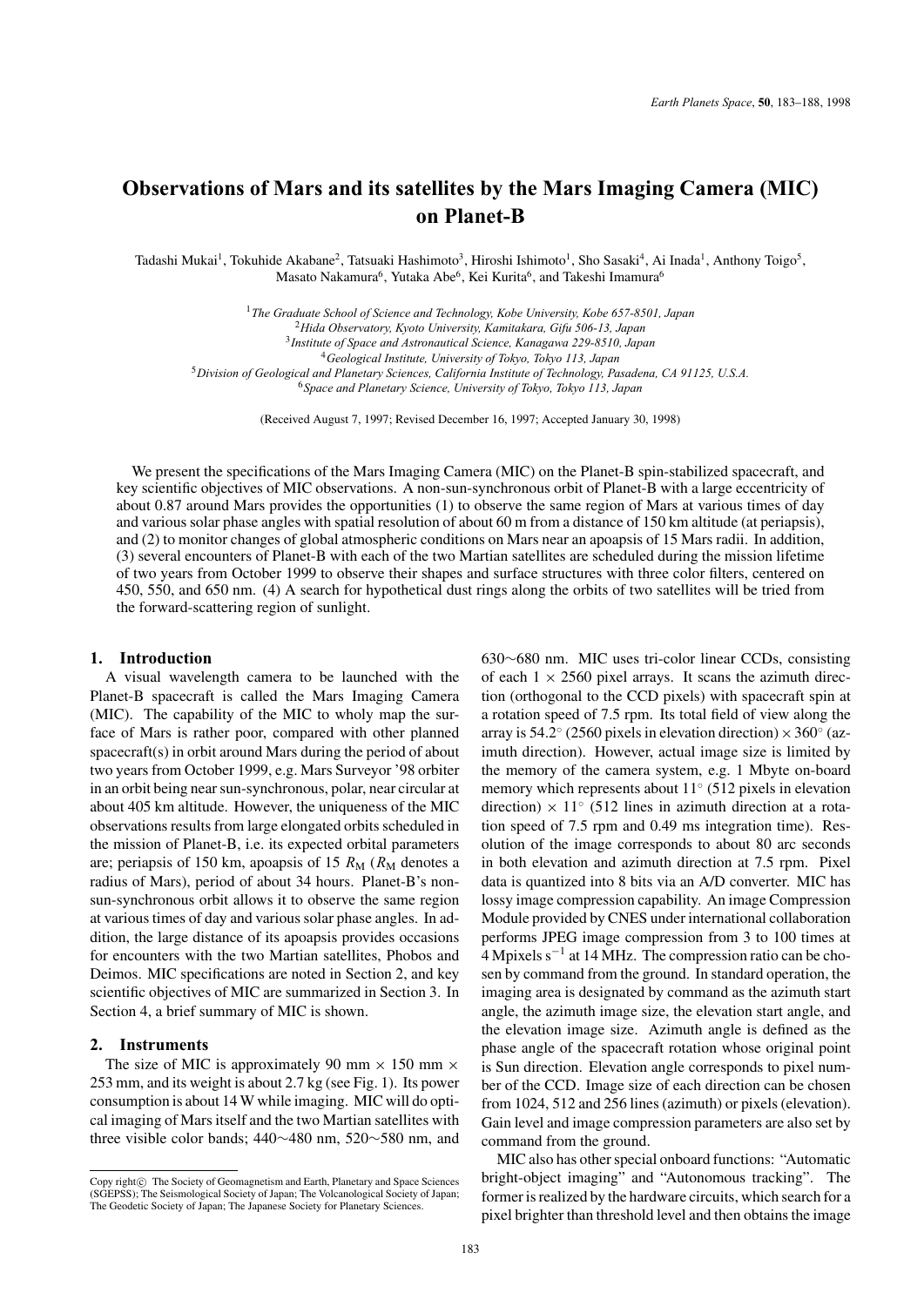# Observations of Mars and its satellites by the Mars Imaging Camera (MIC) on Planet-B

Tadashi Mukai[1], Tokuhide Akabane[2], Tatsuaki Hashimoto[3], Hiroshi Ishimoto[1], Sho Sasaki[4], Ai Inada[1], Anthony Toigo[5], Masato Nakamura[6], Yutaka Abe[6], Kei Kurita[6], and Takeshi Imamura[6]

[1]*The Graduate School of Science and Technology, Kobe University, Kobe 657-8501, Japan*
[2]*Hida Observatory, Kyoto University, Kamitakara, Gifu 506-13, Japan*
[3]*Institute of Space and Astronautical Science, Kanagawa 229-8510, Japan*
[4]*Geological Institute, University of Tokyo, Tokyo 113, Japan*
[5]*Division of Geological and Planetary Sciences, California Institute of Technology, Pasadena, CA 91125, U.S.A.*
[6]*Space and Planetary Science, University of Tokyo, Tokyo 113, Japan*

(Received August 7, 1997; Revised December 16, 1997; Accepted January 30, 1998)

We present the specifications of the Mars Imaging Camera (MIC) on the Planet-B spin-stabilized spacecraft, and key scientific objectives of MIC observations. A non-sun-synchronous orbit of Planet-B with a large eccentricity of about 0.87 around Mars provides the opportunities (1) to observe the same region of Mars at various times of day and various solar phase angles with spatial resolution of about 60 m from a distance of 150 km altitude (at periapsis), and (2) to monitor changes of global atmospheric conditions on Mars near an apoapsis of 15 Mars radii. In addition, (3) several encounters of Planet-B with each of the two Martian satellites are scheduled during the mission lifetime of two years from October 1999 to observe their shapes and surface structures with three color filters, centered on 450, 550, and 650 nm. (4) A search for hypothetical dust rings along the orbits of two satellites will be tried from the forward-scattering region of sunlight.

## 1. Introduction

A visual wavelength camera to be launched with the Planet-B spacecraft is called the Mars Imaging Camera (MIC). The capability of the MIC to wholy map the surface of Mars is rather poor, compared with other planned spacecraft(s) in orbit around Mars during the period of about two years from October 1999, e.g. Mars Surveyor '98 orbiter in an orbit being near sun-synchronous, polar, near circular at about 405 km altitude. However, the uniqueness of the MIC observations results from large elongated orbits scheduled in the mission of Planet-B, i.e. its expected orbital parameters are; periapsis of 150 km, apoapsis of 15 $R_M$ ($R_M$ denotes a radius of Mars), period of about 34 hours. Planet-B's non-sun-synchronous orbit allows it to observe the same region at various times of day and various solar phase angles. In addition, the large distance of its apoapsis provides occasions for encounters with the two Martian satellites, Phobos and Deimos. MIC specifications are noted in Section 2, and key scientific objectives of MIC are summarized in Section 3. In Section 4, a brief summary of MIC is shown.

## 2. Instruments

The size of MIC is approximately 90 mm × 150 mm × 253 mm, and its weight is about 2.7 kg (see Fig. 1). Its power consumption is about 14 W while imaging. MIC will do optical imaging of Mars itself and the two Martian satellites with three visible color bands; 440∼480 nm, 520∼580 nm, and 630∼680 nm. MIC uses tri-color linear CCDs, consisting of each 1 × 2560 pixel arrays. It scans the azimuth direction (orthogonal to the CCD pixels) with spacecraft spin at a rotation speed of 7.5 rpm. Its total field of view along the array is 54.2° (2560 pixels in elevation direction) × 360° (azimuth direction). However, actual image size is limited by the memory of the camera system, e.g. 1 Mbyte on-board memory which represents about 11° (512 pixels in elevation direction) × 11° (512 lines in azimuth direction at a rotation speed of 7.5 rpm and 0.49 ms integration time). Resolution of the image corresponds to about 80 arc seconds in both elevation and azimuth direction at 7.5 rpm. Pixel data is quantized into 8 bits via an A/D converter. MIC has lossy image compression capability. An image Compression Module provided by CNES under international collaboration performs JPEG image compression from 3 to 100 times at 4 Mpixels $s^{-1}$ at 14 MHz. The compression ratio can be chosen by command from the ground. In standard operation, the imaging area is designated by command as the azimuth start angle, the azimuth image size, the elevation start angle, and the elevation image size. Azimuth angle is defined as the phase angle of the spacecraft rotation whose original point is Sun direction. Elevation angle corresponds to pixel number of the CCD. Image size of each direction can be chosen from 1024, 512 and 256 lines (azimuth) or pixels (elevation). Gain level and image compression parameters are also set by command from the ground.

MIC also has other special onboard functions: "Automatic bright-object imaging" and "Autonomous tracking". The former is realized by the hardware circuits, which search for a pixel brighter than threshold level and then obtains the image

Copy right© The Society of Geomagnetism and Earth, Planetary and Space Sciences (SGEPSS); The Seismological Society of Japan; The Volcanological Society of Japan; The Geodetic Society of Japan; The Japanese Society for Planetary Sciences.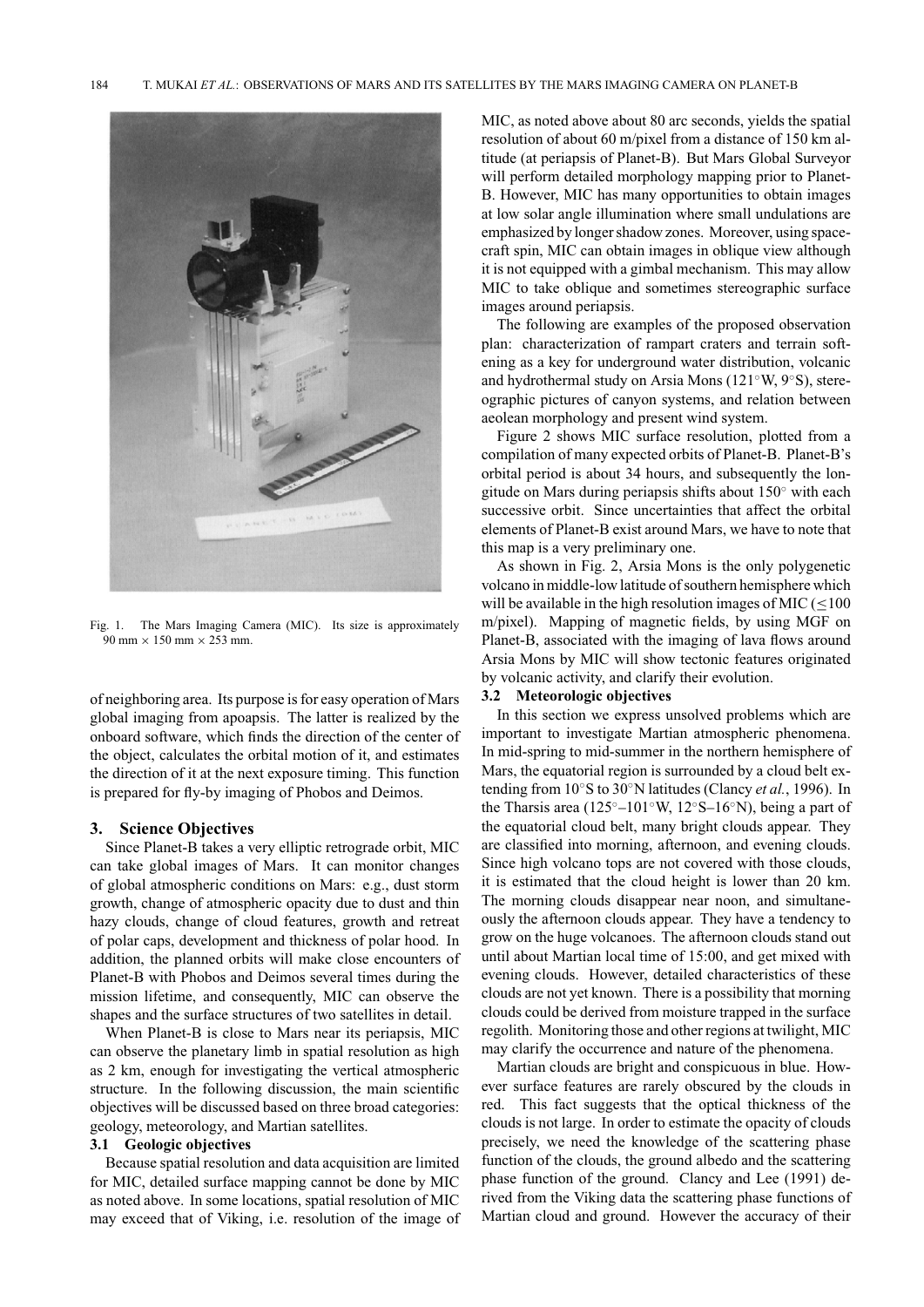Fig. 1. The Mars Imaging Camera (MIC). Its size is approximately 90 mm × 150 mm × 253 mm.

of neighboring area. Its purpose is for easy operation of Mars global imaging from apoapsis. The latter is realized by the onboard software, which finds the direction of the center of the object, calculates the orbital motion of it, and estimates the direction of it at the next exposure timing. This function is prepared for fly-by imaging of Phobos and Deimos.

## 3. Science Objectives

Since Planet-B takes a very elliptic retrograde orbit, MIC can take global images of Mars. It can monitor changes of global atmospheric conditions on Mars: e.g., dust storm growth, change of atmospheric opacity due to dust and thin hazy clouds, change of cloud features, growth and retreat of polar caps, development and thickness of polar hood. In addition, the planned orbits will make close encounters of Planet-B with Phobos and Deimos several times during the mission lifetime, and consequently, MIC can observe the shapes and the surface structures of two satellites in detail.

When Planet-B is close to Mars near its periapsis, MIC can observe the planetary limb in spatial resolution as high as 2 km, enough for investigating the vertical atmospheric structure. In the following discussion, the main scientific objectives will be discussed based on three broad categories: geology, meteorology, and Martian satellites.

### 3.1 Geologic objectives

Because spatial resolution and data acquisition are limited for MIC, detailed surface mapping cannot be done by MIC as noted above. In some locations, spatial resolution of MIC may exceed that of Viking, i.e. resolution of the image of MIC, as noted above about 80 arc seconds, yields the spatial resolution of about 60 m/pixel from a distance of 150 km altitude (at periapsis of Planet-B). But Mars Global Surveyor will perform detailed morphology mapping prior to Planet-B. However, MIC has many opportunities to obtain images at low solar angle illumination where small undulations are emphasized by longer shadow zones. Moreover, using spacecraft spin, MIC can obtain images in oblique view although it is not equipped with a gimbal mechanism. This may allow MIC to take oblique and sometimes stereographic surface images around periapsis.

The following are examples of the proposed observation plan: characterization of rampart craters and terrain softening as a key for underground water distribution, volcanic and hydrothermal study on Arsia Mons (121°W, 9°S), stereographic pictures of canyon systems, and relation between aeolean morphology and present wind system.

Figure 2 shows MIC surface resolution, plotted from a compilation of many expected orbits of Planet-B. Planet-B's orbital period is about 34 hours, and subsequently the longitude on Mars during periapsis shifts about 150° with each successive orbit. Since uncertainties that affect the orbital elements of Planet-B exist around Mars, we have to note that this map is a very preliminary one.

As shown in Fig. 2, Arsia Mons is the only polygenetic volcano in middle-low latitude of southern hemisphere which will be available in the high resolution images of MIC ($\leq$100 m/pixel). Mapping of magnetic fields, by using MGF on Planet-B, associated with the imaging of lava flows around Arsia Mons by MIC will show tectonic features originated by volcanic activity, and clarify their evolution.

### 3.2 Meteorologic objectives

In this section we express unsolved problems which are important to investigate Martian atmospheric phenomena. In mid-spring to mid-summer in the northern hemisphere of Mars, the equatorial region is surrounded by a cloud belt extending from 10°S to 30°N latitudes (Clancy *et al.*, 1996). In the Tharsis area (125°–101°W, 12°S–16°N), being a part of the equatorial cloud belt, many bright clouds appear. They are classified into morning, afternoon, and evening clouds. Since high volcano tops are not covered with those clouds, it is estimated that the cloud height is lower than 20 km. The morning clouds disappear near noon, and simultaneously the afternoon clouds appear. They have a tendency to grow on the huge volcanoes. The afternoon clouds stand out until about Martian local time of 15:00, and get mixed with evening clouds. However, detailed characteristics of these clouds are not yet known. There is a possibility that morning clouds could be derived from moisture trapped in the surface regolith. Monitoring those and other regions at twilight, MIC may clarify the occurrence and nature of the phenomena.

Martian clouds are bright and conspicuous in blue. However surface features are rarely obscured by the clouds in red. This fact suggests that the optical thickness of the clouds is not large. In order to estimate the opacity of clouds precisely, we need the knowledge of the scattering phase function of the clouds, the ground albedo and the scattering phase function of the ground. Clancy and Lee (1991) derived from the Viking data the scattering phase functions of Martian cloud and ground. However the accuracy of their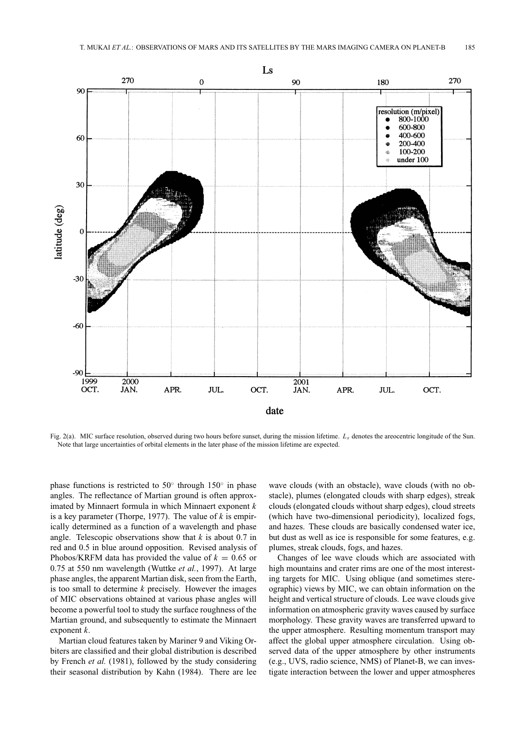Fig. 2(a). MIC surface resolution, observed during two hours before sunset, during the mission lifetime. $L_s$ denotes the areocentric longitude of the Sun. Note that large uncertainties of orbital elements in the later phase of the mission lifetime are expected.

phase functions is restricted to 50° through 150° in phase angles. The reflectance of Martian ground is often approximated by Minnaert formula in which Minnaert exponent $k$ is a key parameter (Thorpe, 1977). The value of $k$ is empirically determined as a function of a wavelength and phase angle. Telescopic observations show that $k$ is about 0.7 in red and 0.5 in blue around opposition. Revised analysis of Phobos/KRFM data has provided the value of $k = 0.65$ or 0.75 at 550 nm wavelength (Wuttke *et al.*, 1997). At large phase angles, the apparent Martian disk, seen from the Earth, is too small to determine $k$ precisely. However the images of MIC observations obtained at various phase angles will become a powerful tool to study the surface roughness of the Martian ground, and subsequently to estimate the Minnaert exponent $k$.

Martian cloud features taken by Mariner 9 and Viking Orbiters are classified and their global distribution is described by French *et al.* (1981), followed by the study considering their seasonal distribution by Kahn (1984). There are lee wave clouds (with an obstacle), wave clouds (with no obstacle), plumes (elongated clouds with sharp edges), streak clouds (elongated clouds without sharp edges), cloud streets (which have two-dimensional periodicity), localized fogs, and hazes. These clouds are basically condensed water ice, but dust as well as ice is responsible for some features, e.g. plumes, streak clouds, fogs, and hazes.

Changes of lee wave clouds which are associated with high mountains and crater rims are one of the most interesting targets for MIC. Using oblique (and sometimes stereographic) views by MIC, we can obtain information on the height and vertical structure of clouds. Lee wave clouds give information on atmospheric gravity waves caused by surface morphology. These gravity waves are transferred upward to the upper atmosphere. Resulting momentum transport may affect the global upper atmosphere circulation. Using observed data of the upper atmosphere by other instruments (e.g., UVS, radio science, NMS) of Planet-B, we can investigate interaction between the lower and upper atmospheres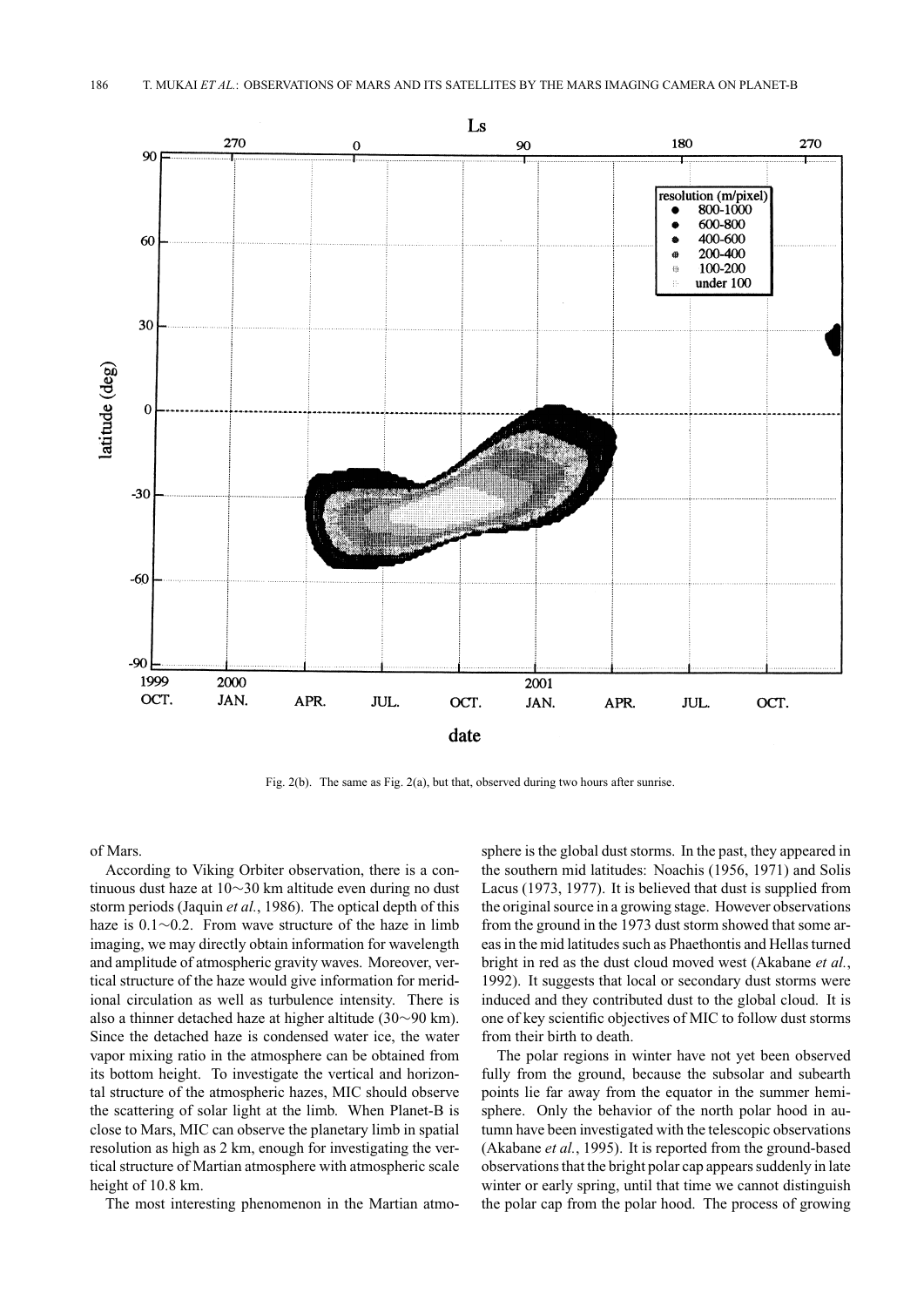Fig. 2(b). The same as Fig. 2(a), but that, observed during two hours after sunrise.

of Mars.

According to Viking Orbiter observation, there is a continuous dust haze at 10∼30 km altitude even during no dust storm periods (Jaquin *et al.*, 1986). The optical depth of this haze is 0.1∼0.2. From wave structure of the haze in limb imaging, we may directly obtain information for wavelength and amplitude of atmospheric gravity waves. Moreover, vertical structure of the haze would give information for meridional circulation as well as turbulence intensity. There is also a thinner detached haze at higher altitude (30∼90 km). Since the detached haze is condensed water ice, the water vapor mixing ratio in the atmosphere can be obtained from its bottom height. To investigate the vertical and horizontal structure of the atmospheric hazes, MIC should observe the scattering of solar light at the limb. When Planet-B is close to Mars, MIC can observe the planetary limb in spatial resolution as high as 2 km, enough for investigating the vertical structure of Martian atmosphere with atmospheric scale height of 10.8 km.

The most interesting phenomenon in the Martian atmosphere is the global dust storms. In the past, they appeared in the southern mid latitudes: Noachis (1956, 1971) and Solis Lacus (1973, 1977). It is believed that dust is supplied from the original source in a growing stage. However observations from the ground in the 1973 dust storm showed that some areas in the mid latitudes such as Phaethontis and Hellas turned bright in red as the dust cloud moved west (Akabane *et al.*, 1992). It suggests that local or secondary dust storms were induced and they contributed dust to the global cloud. It is one of key scientific objectives of MIC to follow dust storms from their birth to death.

The polar regions in winter have not yet been observed fully from the ground, because the subsolar and subearth points lie far away from the equator in the summer hemisphere. Only the behavior of the north polar hood in autumn have been investigated with the telescopic observations (Akabane *et al.*, 1995). It is reported from the ground-based observations that the bright polar cap appears suddenly in late winter or early spring, until that time we cannot distinguish the polar cap from the polar hood. The process of growing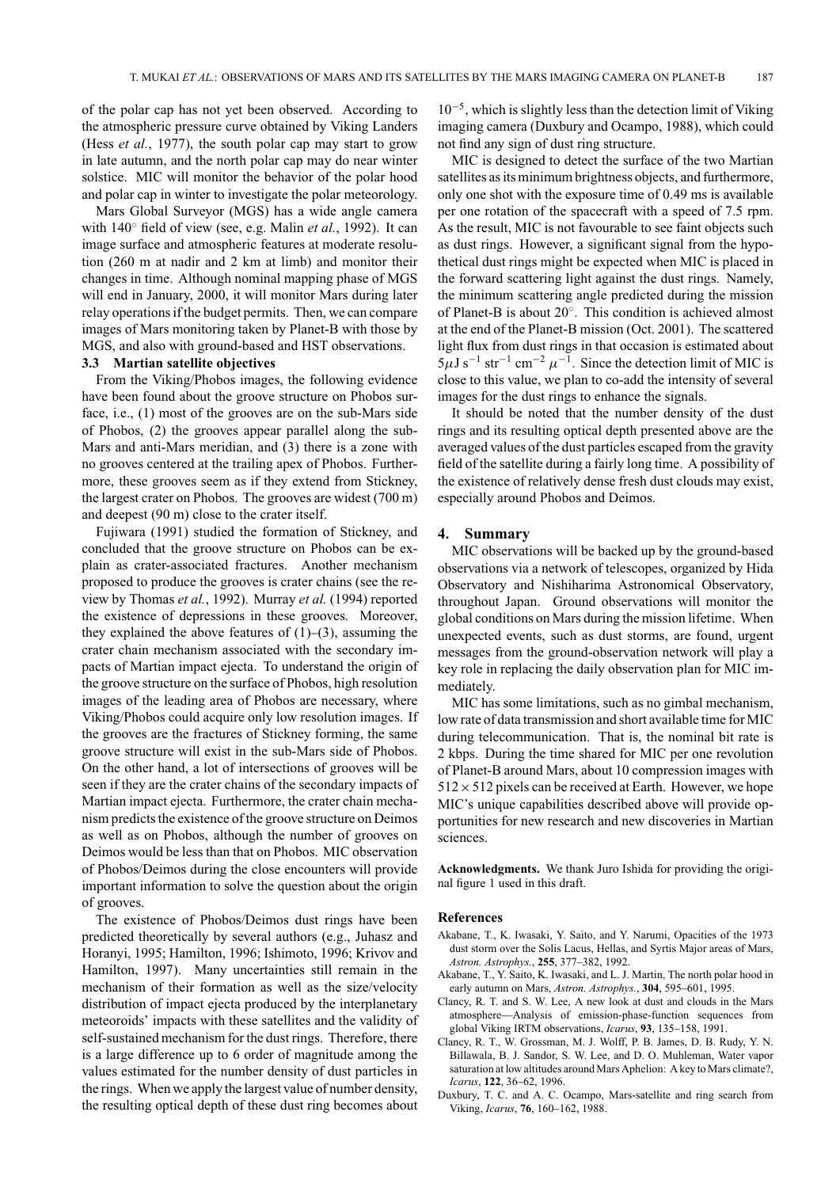of the polar cap has not yet been observed. According to the atmospheric pressure curve obtained by Viking Landers (Hess *et al.*, 1977), the south polar cap may start to grow in late autumn, and the north polar cap may do near winter solstice. MIC will monitor the behavior of the polar hood and polar cap in winter to investigate the polar meteorology.

Mars Global Surveyor (MGS) has a wide angle camera with 140° field of view (see, e.g. Malin *et al.*, 1992). It can image surface and atmospheric features at moderate resolution (260 m at nadir and 2 km at limb) and monitor their changes in time. Although nominal mapping phase of MGS will end in January, 2000, it will monitor Mars during later relay operations if the budget permits. Then, we can compare images of Mars monitoring taken by Planet-B with those by MGS, and also with ground-based and HST observations.

### 3.3 Martian satellite objectives

From the Viking/Phobos images, the following evidence have been found about the groove structure on Phobos surface, i.e., (1) most of the grooves are on the sub-Mars side of Phobos, (2) the grooves appear parallel along the sub-Mars and anti-Mars meridian, and (3) there is a zone with no grooves centered at the trailing apex of Phobos. Furthermore, these grooves seem as if they extend from Stickney, the largest crater on Phobos. The grooves are widest (700 m) and deepest (90 m) close to the crater itself.

Fujiwara (1991) studied the formation of Stickney, and concluded that the groove structure on Phobos can be explain as crater-associated fractures. Another mechanism proposed to produce the grooves is crater chains (see the review by Thomas *et al.*, 1992). Murray *et al.* (1994) reported the existence of depressions in these grooves. Moreover, they explained the above features of (1)–(3), assuming the crater chain mechanism associated with the secondary impacts of Martian impact ejecta. To understand the origin of the groove structure on the surface of Phobos, high resolution images of the leading area of Phobos are necessary, where Viking/Phobos could acquire only low resolution images. If the grooves are the fractures of Stickney forming, the same groove structure will exist in the sub-Mars side of Phobos. On the other hand, a lot of intersections of grooves will be seen if they are the crater chains of the secondary impacts of Martian impact ejecta. Furthermore, the crater chain mechanism predicts the existence of the groove structure on Deimos as well as on Phobos, although the number of grooves on Deimos would be less than that on Phobos. MIC observation of Phobos/Deimos during the close encounters will provide important information to solve the question about the origin of grooves.

The existence of Phobos/Deimos dust rings have been predicted theoretically by several authors (e.g., Juhasz and Horanyi, 1995; Hamilton, 1996; Ishimoto, 1996; Krivov and Hamilton, 1997). Many uncertainties still remain in the mechanism of their formation as well as the size/velocity distribution of impact ejecta produced by the interplanetary meteoroids' impacts with these satellites and the validity of self-sustained mechanism for the dust rings. Therefore, there is a large difference up to 6 order of magnitude among the values estimated for the number density of dust particles in the rings. When we apply the largest value of number density, the resulting optical depth of these dust ring becomes about $10^{-5}$, which is slightly less than the detection limit of Viking imaging camera (Duxbury and Ocampo, 1988), which could not find any sign of dust ring structure.

MIC is designed to detect the surface of the two Martian satellites as its minimum brightness objects, and furthermore, only one shot with the exposure time of 0.49 ms is available per one rotation of the spacecraft with a speed of 7.5 rpm. As the result, MIC is not favourable to see faint objects such as dust rings. However, a significant signal from the hypothetical dust rings might be expected when MIC is placed in the forward scattering light against the dust rings. Namely, the minimum scattering angle predicted during the mission of Planet-B is about 20°. This condition is achieved almost at the end of the Planet-B mission (Oct. 2001). The scattered light flux from dust rings in that occasion is estimated about $5\mu$J s$^{-1}$ str$^{-1}$ cm$^{-2}$ $\mu^{-1}$. Since the detection limit of MIC is close to this value, we plan to co-add the intensity of several images for the dust rings to enhance the signals.

It should be noted that the number density of the dust rings and its resulting optical depth presented above are the averaged values of the dust particles escaped from the gravity field of the satellite during a fairly long time. A possibility of the existence of relatively dense fresh dust clouds may exist, especially around Phobos and Deimos.

## 4. Summary

MIC observations will be backed up by the ground-based observations via a network of telescopes, organized by Hida Observatory and Nishiharima Astronomical Observatory, throughout Japan. Ground observations will monitor the global conditions on Mars during the mission lifetime. When unexpected events, such as dust storms, are found, urgent messages from the ground-observation network will play a key role in replacing the daily observation plan for MIC immediately.

MIC has some limitations, such as no gimbal mechanism, low rate of data transmission and short available time for MIC during telecommunication. That is, the nominal bit rate is 2 kbps. During the time shared for MIC per one revolution of Planet-B around Mars, about 10 compression images with $512 \times 512$ pixels can be received at Earth. However, we hope MIC's unique capabilities described above will provide opportunities for new research and new discoveries in Martian sciences.

**Acknowledgments.** We thank Juro Ishida for providing the original figure 1 used in this draft.

## References

Akabane, T., K. Iwasaki, Y. Saito, and Y. Narumi, Opacities of the 1973 dust storm over the Solis Lacus, Hellas, and Syrtis Major areas of Mars, *Astron. Astrophys.*, **255**, 377–382, 1992.

Akabane, T., Y. Saito, K. Iwasaki, and L. J. Martin, The north polar hood in early autumn on Mars, *Astron. Astrophys.*, **304**, 595–601, 1995.

Clancy, R. T. and S. W. Lee, A new look at dust and clouds in the Mars atmosphere—Analysis of emission-phase-function sequences from global Viking IRTM observations, *Icarus*, **93**, 135–158, 1991.

Clancy, R. T., W. Grossman, M. J. Wolff, P. B. James, D. B. Rudy, Y. N. Billawala, B. J. Sandor, S. W. Lee, and D. O. Muhleman, Water vapor saturation at low altitudes around Mars Aphelion: A key to Mars climate?, *Icarus*, **122**, 36–62, 1996.

Duxbury, T. C. and A. C. Ocampo, Mars-satellite and ring search from Viking, *Icarus*, **76**, 160–162, 1988.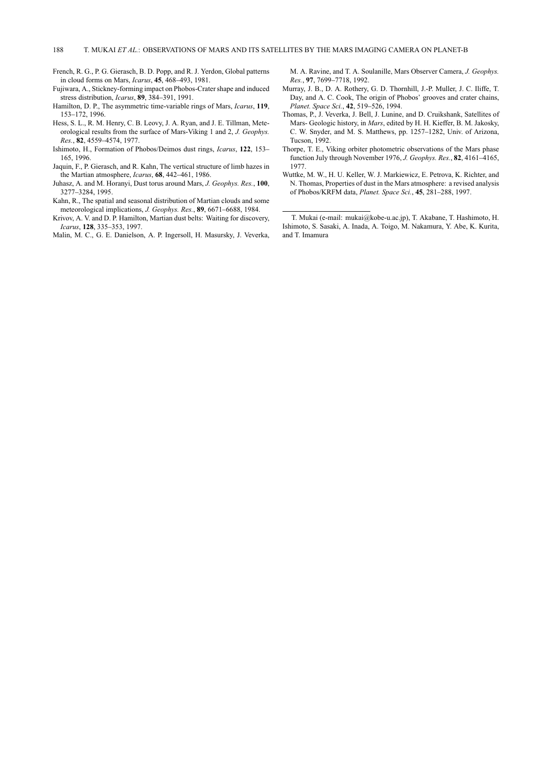French, R. G., P. G. Gierasch, B. D. Popp, and R. J. Yerdon, Global patterns in cloud forms on Mars, *Icarus*, **45**, 468–493, 1981.

Fujiwara, A., Stickney-forming impact on Phobos-Crater shape and induced stress distribution, *Icarus*, **89**, 384–391, 1991.

Hamilton, D. P., The asymmetric time-variable rings of Mars, *Icarus*, **119**, 153–172, 1996.

Hess, S. L., R. M. Henry, C. B. Leovy, J. A. Ryan, and J. E. Tillman, Meteorological results from the surface of Mars-Viking 1 and 2, *J. Geophys. Res.*, **82**, 4559–4574, 1977.

Ishimoto, H., Formation of Phobos/Deimos dust rings, *Icarus*, **122**, 153–165, 1996.

Jaquin, F., P. Gierasch, and R. Kahn, The vertical structure of limb hazes in the Martian atmosphere, *Icarus*, **68**, 442–461, 1986.

Juhasz, A. and M. Horanyi, Dust torus around Mars, *J. Geophys. Res.*, **100**, 3277–3284, 1995.

Kahn, R., The spatial and seasonal distribution of Martian clouds and some meteorological implications, *J. Geophys. Res.*, **89**, 6671–6688, 1984.

Krivov, A. V. and D. P. Hamilton, Martian dust belts: Waiting for discovery, *Icarus*, **128**, 335–353, 1997.

Malin, M. C., G. E. Danielson, A. P. Ingersoll, H. Masursky, J. Veverka, M. A. Ravine, and T. A. Soulanille, Mars Observer Camera, *J. Geophys. Res.*, **97**, 7699–7718, 1992.

Murray, J. B., D. A. Rothery, G. D. Thornhill, J.-P. Muller, J. C. Iliffe, T. Day, and A. C. Cook, The origin of Phobos' grooves and crater chains, *Planet. Space Sci.*, **42**, 519–526, 1994.

Thomas, P., J. Veverka, J. Bell, J. Lunine, and D. Cruikshank, Satellites of Mars- Geologic history, in *Mars*, edited by H. H. Kieffer, B. M. Jakosky, C. W. Snyder, and M. S. Matthews, pp. 1257–1282, Univ. of Arizona, Tucson, 1992.

Thorpe, T. E., Viking orbiter photometric observations of the Mars phase function July through November 1976, *J. Geophys. Res.*, **82**, 4161–4165, 1977.

Wuttke, M. W., H. U. Keller, W. J. Markiewicz, E. Petrova, K. Richter, and N. Thomas, Properties of dust in the Mars atmosphere: a revised analysis of Phobos/KRFM data, *Planet. Space Sci.*, **45**, 281–288, 1997.

---

T. Mukai (e-mail: mukai@kobe-u.ac.jp), T. Akabane, T. Hashimoto, H. Ishimoto, S. Sasaki, A. Inada, A. Toigo, M. Nakamura, Y. Abe, K. Kurita, and T. Imamura